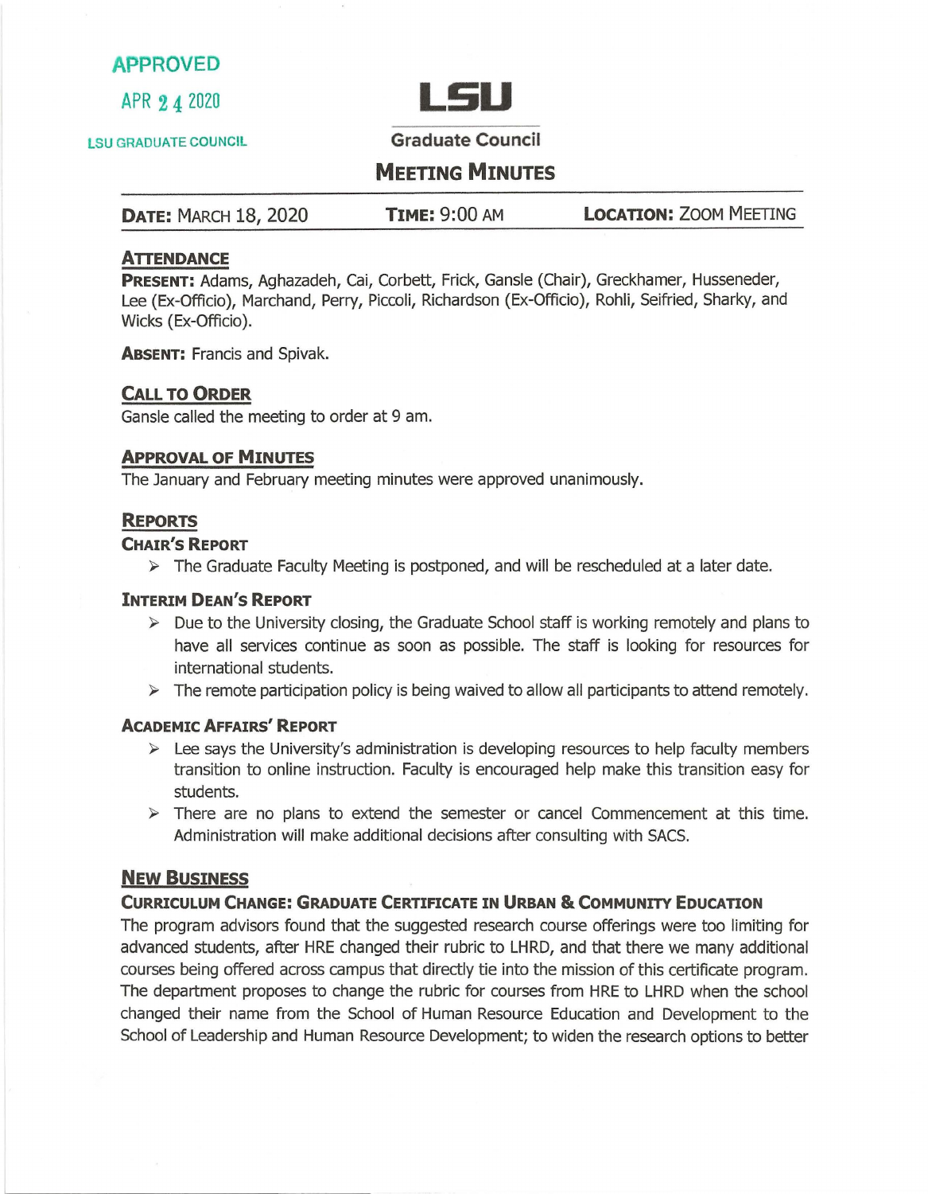APPROVED

APR 24 2020

LSU GRADUATE COUNCIL

# LSU

## Graduate Council

## Meeting Minutes

**Date:** March 18, 2020 **Time:** 9:00 AM **Location:** Zoom Meeting

### Attendance

**Present:** Adams, Aghazadeh, Cai, Corbett, Frick, Gansle (Chair), Greckhamer, Husseneder, Lee (Ex-Officio), Marchand, Perry, Piccoli, Richardson (Ex-Officio), Rohli, Seifried, Sharky, and Wicks (Ex-Officio).

**Absent:** Francis and Spivak.

### Call to Order

Gansle called the meeting to order at 9 am.

### Approval of Minutes

The January and February meeting minutes were approved unanimously.

### Reports

#### Chair's Report

- The Graduate Faculty Meeting is postponed, and will be rescheduled at a later date.

#### Interim Dean's Report

- Due to the University closing, the Graduate School staff is working remotely and plans to have all services continue as soon as possible. The staff is looking for resources for international students.
- The remote participation policy is being waived to allow all participants to attend remotely.

#### Academic Affairs' Report

- Lee says the University's administration is developing resources to help faculty members transition to online instruction. Faculty is encouraged help make this transition easy for students.
- There are no plans to extend the semester or cancel Commencement at this time. Administration will make additional decisions after consulting with SACS.

### New Business

#### Curriculum Change: Graduate Certificate in Urban & Community Education

The program advisors found that the suggested research course offerings were too limiting for advanced students, after HRE changed their rubric to LHRD, and that there we many additional courses being offered across campus that directly tie into the mission of this certificate program. The department proposes to change the rubric for courses from HRE to LHRD when the school changed their name from the School of Human Resource Education and Development to the School of Leadership and Human Resource Development; to widen the research options to better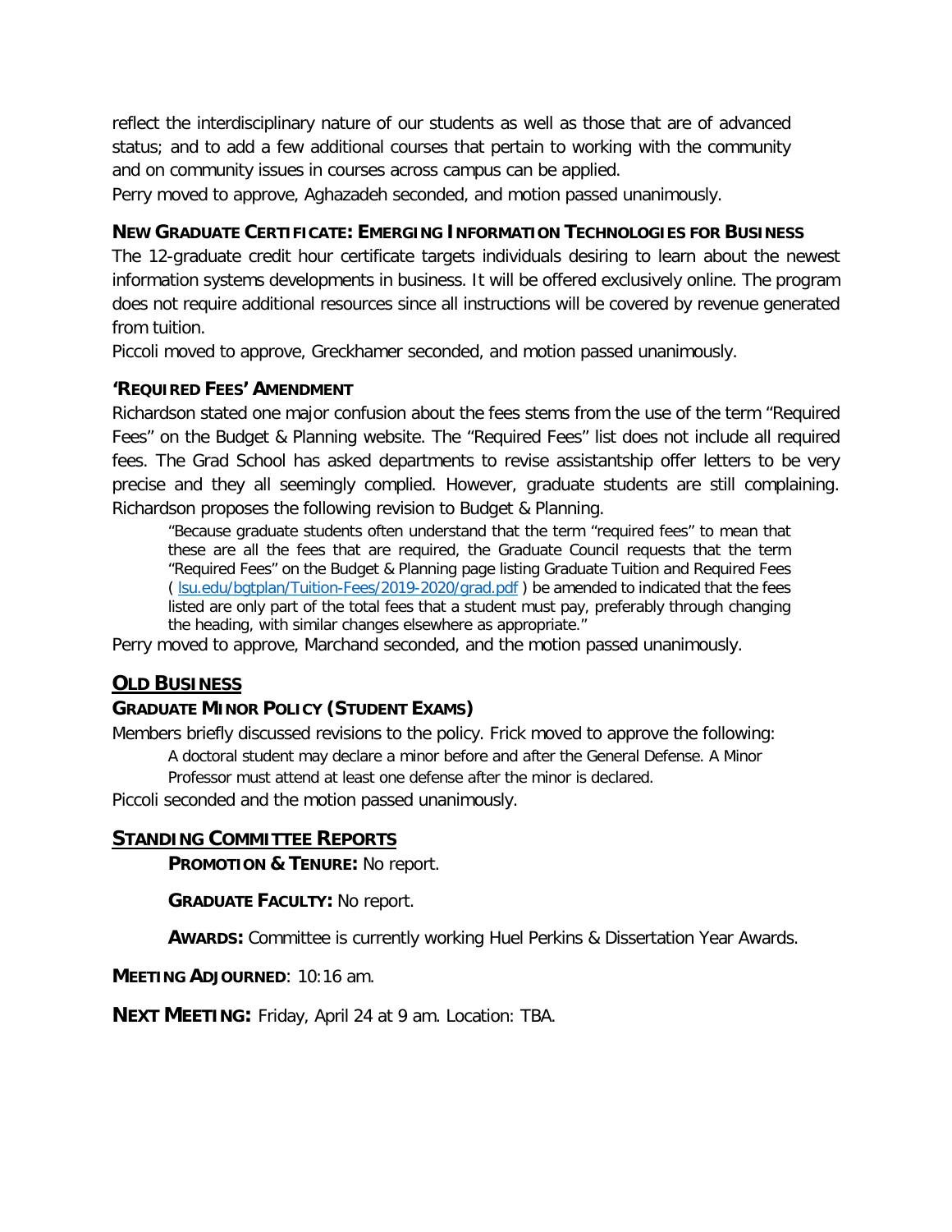reflect the interdisciplinary nature of our students as well as those that are of advanced status; and to add a few additional courses that pertain to working with the community and on community issues in courses across campus can be applied.

Perry moved to approve, Aghazadeh seconded, and motion passed unanimously.

### NEW GRADUATE CERTIFICATE: EMERGING INFORMATION TECHNOLOGIES FOR BUSINESS

The 12-graduate credit hour certificate targets individuals desiring to learn about the newest information systems developments in business. It will be offered exclusively online. The program does not require additional resources since all instructions will be covered by revenue generated from tuition.

Piccoli moved to approve, Greckhamer seconded, and motion passed unanimously.

### 'REQUIRED FEES' AMENDMENT

Richardson stated one major confusion about the fees stems from the use of the term "Required Fees" on the Budget & Planning website. The "Required Fees" list does not include all required fees. The Grad School has asked departments to revise assistantship offer letters to be very precise and they all seemingly complied. However, graduate students are still complaining. Richardson proposes the following revision to Budget & Planning.

> "Because graduate students often understand that the term "required fees" to mean that these are all the fees that are required, the Graduate Council requests that the term "Required Fees" on the Budget & Planning page listing Graduate Tuition and Required Fees ( lsu.edu/bgtplan/Tuition-Fees/2019-2020/grad.pdf ) be amended to indicated that the fees listed are only part of the total fees that a student must pay, preferably through changing the heading, with similar changes elsewhere as appropriate."

Perry moved to approve, Marchand seconded, and the motion passed unanimously.

## OLD BUSINESS

### GRADUATE MINOR POLICY (STUDENT EXAMS)

Members briefly discussed revisions to the policy. Frick moved to approve the following:

> A doctoral student may declare a minor before and after the General Defense. A Minor Professor must attend at least one defense after the minor is declared.

Piccoli seconded and the motion passed unanimously.

## STANDING COMMITTEE REPORTS

**PROMOTION & TENURE:** No report.

**GRADUATE FACULTY:** No report.

**AWARDS:** Committee is currently working Huel Perkins & Dissertation Year Awards.

**MEETING ADJOURNED**: 10:16 am.

**NEXT MEETING:** Friday, April 24 at 9 am. Location: TBA.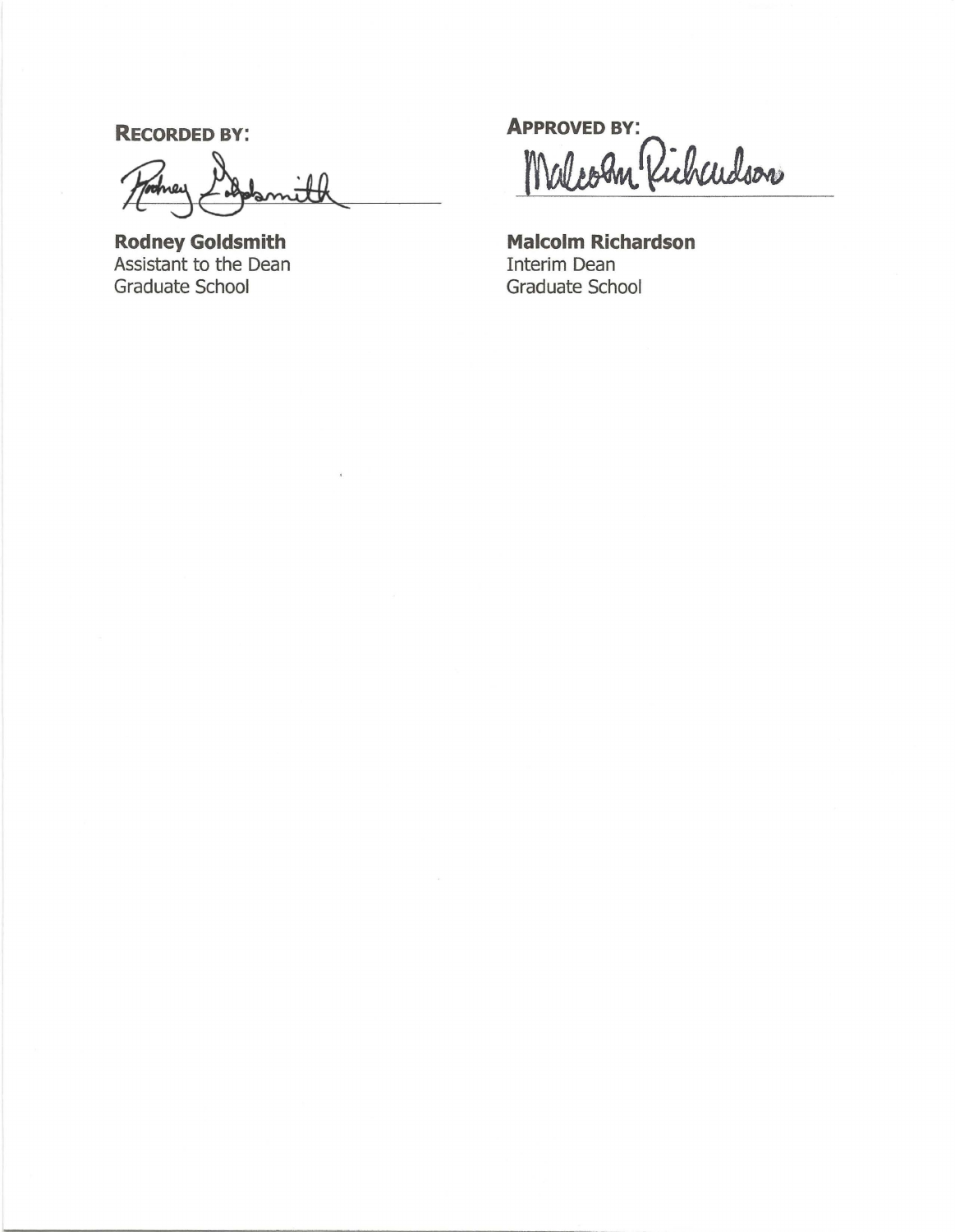**RECORDED BY:**

Rodney Goldsmith

**Rodney Goldsmith**
Assistant to the Dean
Graduate School

**APPROVED BY:**

Malcolm Richardson

**Malcolm Richardson**
Interim Dean
Graduate School